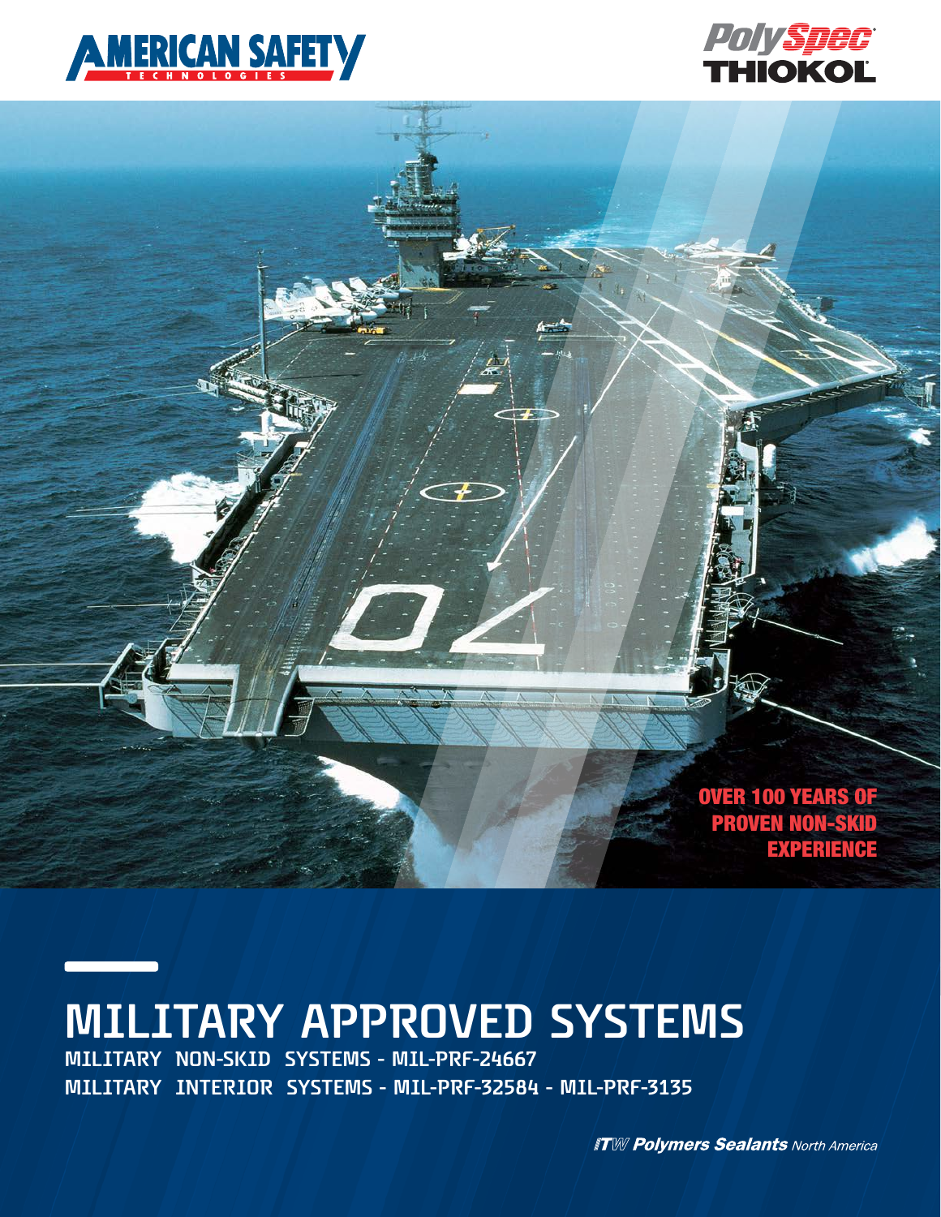AMERICAN SAFETY TECHNOLOGIES

PolySpec THIOKOL

OVER 100 YEARS OF PROVEN NON-SKID EXPERIENCE

# MILITARY APPROVED SYSTEMS

MILITARY NON-SKID SYSTEMS - MIL-PRF-24667

MILITARY INTERIOR SYSTEMS - MIL-PRF-32584 - MIL-PRF-3135

ITW Polymers Sealants North America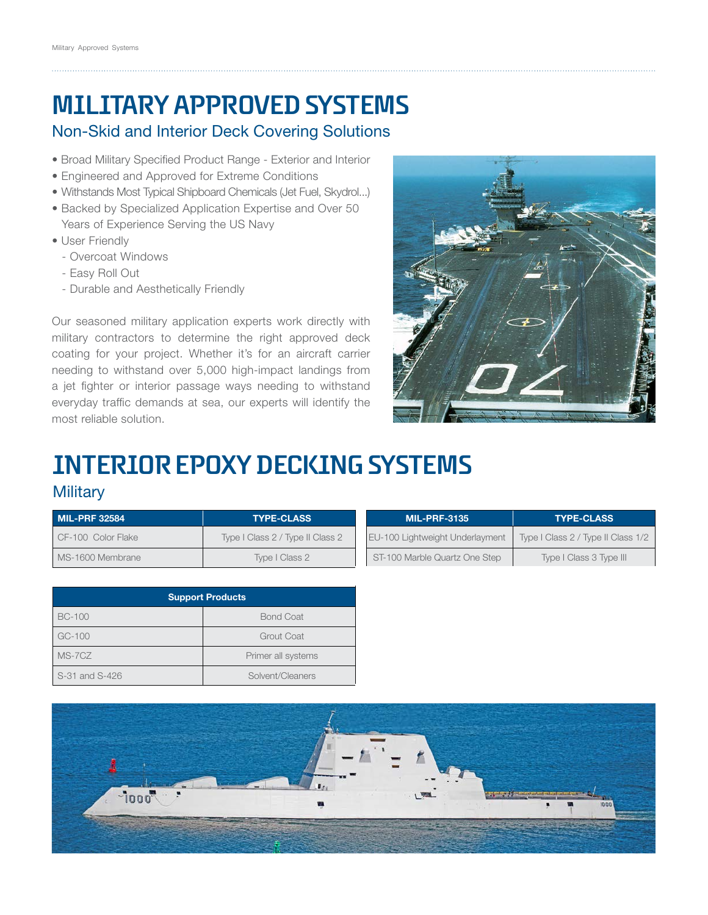# MILITARY APPROVED SYSTEMS

## Non-Skid and Interior Deck Covering Solutions

- Broad Military Specified Product Range - Exterior and Interior
- Engineered and Approved for Extreme Conditions
- Withstands Most Typical Shipboard Chemicals (Jet Fuel, Skydrol...)
- Backed by Specialized Application Expertise and Over 50 Years of Experience Serving the US Navy
- User Friendly
  - Overcoat Windows
  - Easy Roll Out
  - Durable and Aesthetically Friendly

Our seasoned military application experts work directly with military contractors to determine the right approved deck coating for your project. Whether it's for an aircraft carrier needing to withstand over 5,000 high-impact landings from a jet fighter or interior passage ways needing to withstand everyday traffic demands at sea, our experts will identify the most reliable solution.

# INTERIOR EPOXY DECKING SYSTEMS

## Military

| MIL-PRF 32584 | TYPE-CLASS |
|---|---|
| CF-100 Color Flake | Type I Class 2 / Type II Class 2 |
| MS-1600 Membrane | Type I Class 2 |

| MIL-PRF-3135 | TYPE-CLASS |
|---|---|
| EU-100 Lightweight Underlayment | Type I Class 2 / Type II Class 1/2 |
| ST-100 Marble Quartz One Step | Type I Class 3 Type III |

| Support Products | |
|---|---|
| BC-100 | Bond Coat |
| GC-100 | Grout Coat |
| MS-7CZ | Primer all systems |
| S-31 and S-426 | Solvent/Cleaners |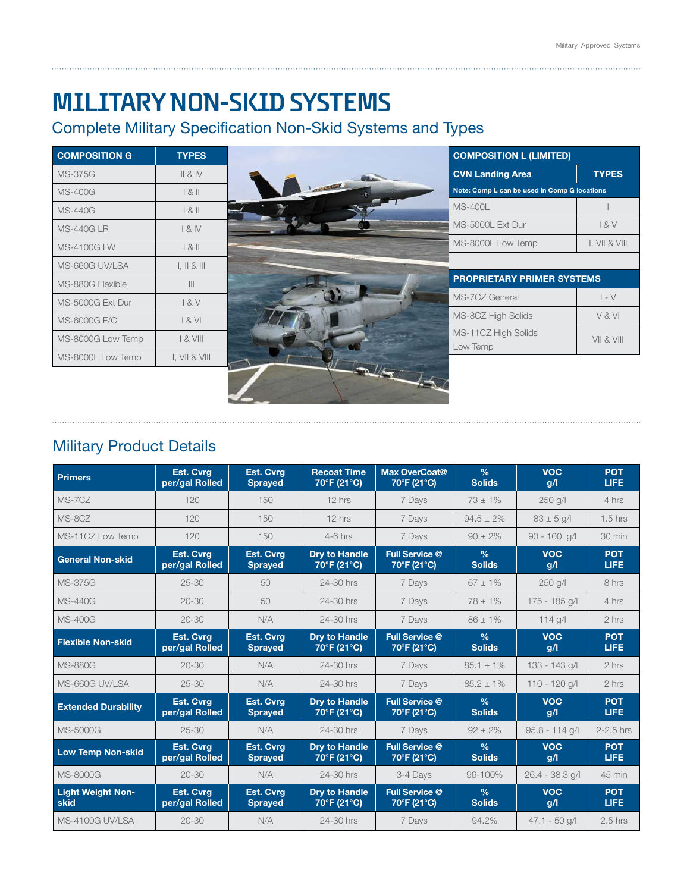# MILITARY NON-SKID SYSTEMS

## Complete Military Specification Non-Skid Systems and Types

| COMPOSITION G | TYPES |
|---|---|
| MS-375G | II & IV |
| MS-400G | I & II |
| MS-440G | I & II |
| MS-440G LR | I & IV |
| MS-4100G LW | I & II |
| MS-660G UV/LSA | I, II & III |
| MS-880G Flexible | III |
| MS-5000G Ext Dur | I & V |
| MS-6000G F/C | I & VI |
| MS-8000G Low Temp | I & VIII |
| MS-8000L Low Temp | I, VII & VIII |

| COMPOSITION L (LIMITED) | |
|---|---|
| **CVN Landing Area** | **TYPES** |
| **Note: Comp L can be used in Comp G locations** | |
| MS-400L | I |
| MS-5000L Ext Dur | I & V |
| MS-8000L Low Temp | I, VII & VIII |

| PROPRIETARY PRIMER SYSTEMS | |
|---|---|
| MS-7CZ General | I - V |
| MS-8CZ High Solids | V & VI |
| MS-11CZ High Solids Low Temp | VII & VIII |

## Military Product Details

| Primers | Est. Cvrg per/gal Rolled | Est. Cvrg Sprayed | Recoat Time 70°F (21°C) | Max OverCoat@ 70°F (21°C) | % Solids | VOC g/l | POT LIFE |
|---|---|---|---|---|---|---|---|
| MS-7CZ | 120 | 150 | 12 hrs | 7 Days | 73 ± 1% | 250 g/l | 4 hrs |
| MS-8CZ | 120 | 150 | 12 hrs | 7 Days | 94.5 ± 2% | 83 ± 5 g/l | 1.5 hrs |
| MS-11CZ Low Temp | 120 | 150 | 4-6 hrs | 7 Days | 90 ± 2% | 90 - 100 g/l | 30 min |
| **General Non-skid** | **Est. Cvrg per/gal Rolled** | **Est. Cvrg Sprayed** | **Dry to Handle 70°F (21°C)** | **Full Service @ 70°F (21°C)** | **% Solids** | **VOC g/l** | **POT LIFE** |
| MS-375G | 25-30 | 50 | 24-30 hrs | 7 Days | 67 ± 1% | 250 g/l | 8 hrs |
| MS-440G | 20-30 | 50 | 24-30 hrs | 7 Days | 78 ± 1% | 175 - 185 g/l | 4 hrs |
| MS-400G | 20-30 | N/A | 24-30 hrs | 7 Days | 86 ± 1% | 114 g/l | 2 hrs |
| **Flexible Non-skid** | **Est. Cvrg per/gal Rolled** | **Est. Cvrg Sprayed** | **Dry to Handle 70°F (21°C)** | **Full Service @ 70°F (21°C)** | **% Solids** | **VOC g/l** | **POT LIFE** |
| MS-880G | 20-30 | N/A | 24-30 hrs | 7 Days | 85.1 ± 1% | 133 - 143 g/l | 2 hrs |
| MS-660G UV/LSA | 25-30 | N/A | 24-30 hrs | 7 Days | 85.2 ± 1% | 110 - 120 g/l | 2 hrs |
| **Extended Durability** | **Est. Cvrg per/gal Rolled** | **Est. Cvrg Sprayed** | **Dry to Handle 70°F (21°C)** | **Full Service @ 70°F (21°C)** | **% Solids** | **VOC g/l** | **POT LIFE** |
| MS-5000G | 25-30 | N/A | 24-30 hrs | 7 Days | 92 ± 2% | 95.8 - 114 g/l | 2-2.5 hrs |
| **Low Temp Non-skid** | **Est. Cvrg per/gal Rolled** | **Est. Cvrg Sprayed** | **Dry to Handle 70°F (21°C)** | **Full Service @ 70°F (21°C)** | **% Solids** | **VOC g/l** | **POT LIFE** |
| MS-8000G | 20-30 | N/A | 24-30 hrs | 3-4 Days | 96-100% | 26.4 - 38.3 g/l | 45 min |
| **Light Weight Non-skid** | **Est. Cvrg per/gal Rolled** | **Est. Cvrg Sprayed** | **Dry to Handle 70°F (21°C)** | **Full Service @ 70°F (21°C)** | **% Solids** | **VOC g/l** | **POT LIFE** |
| MS-4100G UV/LSA | 20-30 | N/A | 24-30 hrs | 7 Days | 94.2% | 47.1 - 50 g/l | 2.5 hrs |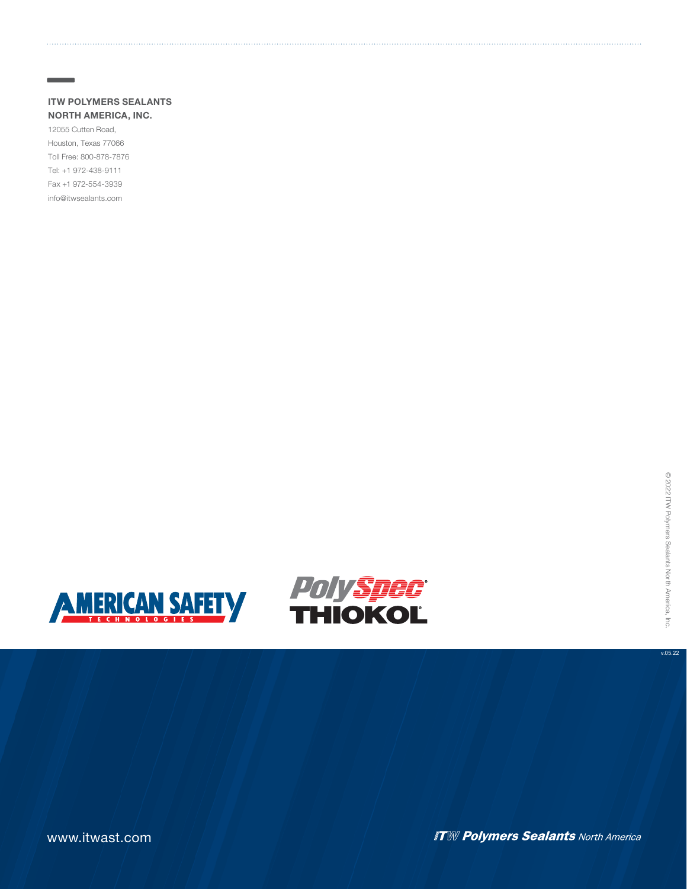**ITW POLYMERS SEALANTS NORTH AMERICA, INC.**

12055 Cutten Road,
Houston, Texas 77066
Toll Free: 800-878-7876
Tel: +1 972-438-9111
Fax +1 972-554-3939
info@itwsealants.com

AMERICAN SAFETY TECHNOLOGIES

PolySpec® THIOKOL®

© 2022 ITW Polymers Sealants North America, Inc.

v.05.22

www.itwast.com

ITW Polymers Sealants North America